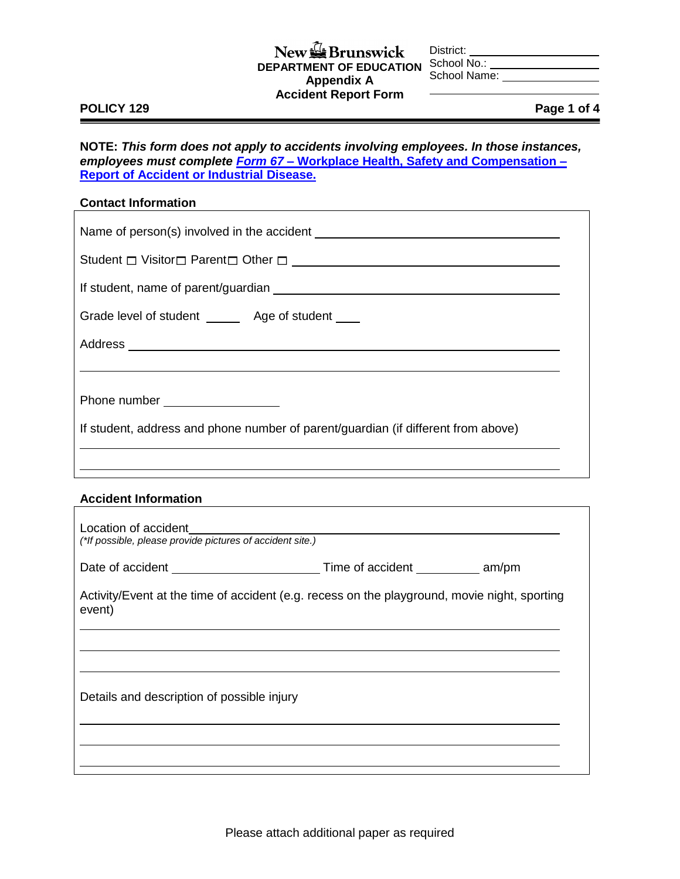New Brunswick
**DEPARTMENT OF EDUCATION**
**Appendix A**
**Accident Report Form**

District: ____________________
School No.: ____________________
School Name: ____________________

**POLICY 129**

**NOTE:** ***This form does not apply to accidents involving employees. In those instances, employees must complete [Form 67 – Workplace Health, Safety and Compensation – Report of Accident or Industrial Disease.]***

### Contact Information

Name of person(s) involved in the accident ____________________

Student ☐ Visitor ☐ Parent ☐ Other ☐ ____________________

If student, name of parent/guardian ____________________

Grade level of student ______ Age of student ____

Address ____________________

____________________

Phone number ____________________

If student, address and phone number of parent/guardian (if different from above)

____________________

____________________

### Accident Information

Location of accident ____________________
*(\*If possible, please provide pictures of accident site.)*

Date of accident ____________________ Time of accident __________ am/pm

Activity/Event at the time of accident (e.g. recess on the playground, movie night, sporting event)

____________________

____________________

____________________

Details and description of possible injury

____________________

____________________

____________________

Please attach additional paper as required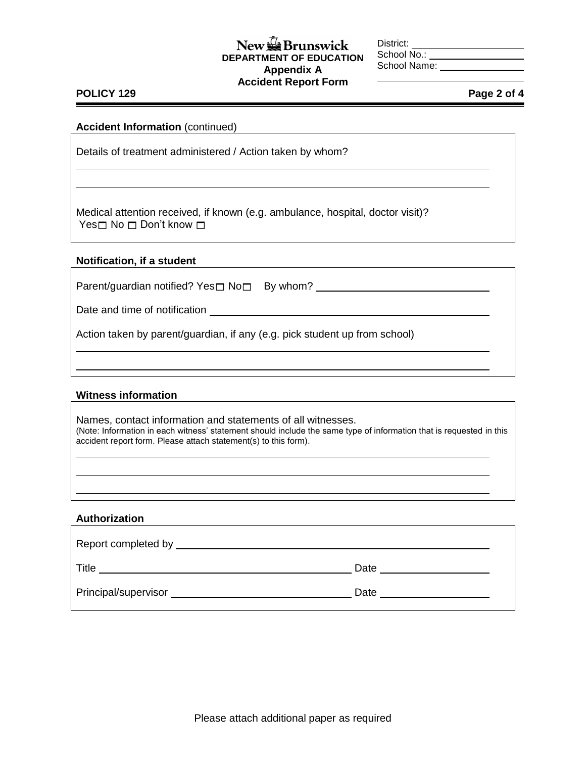New Brunswick
**DEPARTMENT OF EDUCATION**
**Appendix A**
**Accident Report Form**

District: ____________________
School No.: __________________
School Name: ________________

**POLICY 129**

**Accident Information** (continued)

Details of treatment administered / Action taken by whom?

______________________________________________________________________

______________________________________________________________________

Medical attention received, if known (e.g. ambulance, hospital, doctor visit)?
Yes ☐ No ☐ Don't know ☐

**Notification, if a student**

Parent/guardian notified? Yes ☐ No ☐ By whom? ______________________________

Date and time of notification ______________________________________________

Action taken by parent/guardian, if any (e.g. pick student up from school)

______________________________________________________________________

______________________________________________________________________

**Witness information**

Names, contact information and statements of all witnesses.
(Note: Information in each witness' statement should include the same type of information that is requested in this accident report form. Please attach statement(s) to this form).

______________________________________________________________________

______________________________________________________________________

______________________________________________________________________

**Authorization**

Report completed by _________________________________________________

Title _____________________________________ Date _______________

Principal/supervisor __________________________ Date _______________

Please attach additional paper as required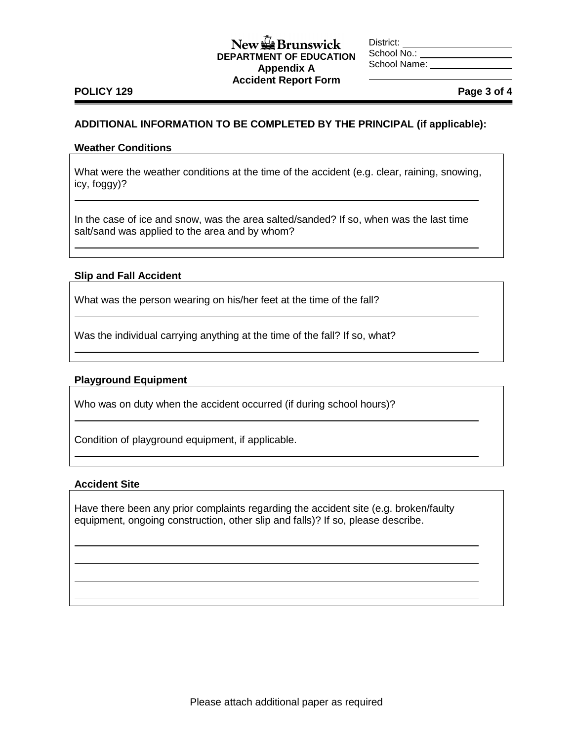New Brunswick
**DEPARTMENT OF EDUCATION**
**Appendix A**
**Accident Report Form**

District: ____________________
School No.: ____________________
School Name: ____________________

**POLICY 129**

## ADDITIONAL INFORMATION TO BE COMPLETED BY THE PRINCIPAL (if applicable):

### Weather Conditions

What were the weather conditions at the time of the accident (e.g. clear, raining, snowing, icy, foggy)?

______________________________________________________________________

In the case of ice and snow, was the area salted/sanded? If so, when was the last time salt/sand was applied to the area and by whom?

______________________________________________________________________

### Slip and Fall Accident

What was the person wearing on his/her feet at the time of the fall?

______________________________________________________________________

Was the individual carrying anything at the time of the fall? If so, what?

______________________________________________________________________

### Playground Equipment

Who was on duty when the accident occurred (if during school hours)?

______________________________________________________________________

Condition of playground equipment, if applicable.

______________________________________________________________________

### Accident Site

Have there been any prior complaints regarding the accident site (e.g. broken/faulty equipment, ongoing construction, other slip and falls)? If so, please describe.

______________________________________________________________________

______________________________________________________________________

______________________________________________________________________

______________________________________________________________________

Please attach additional paper as required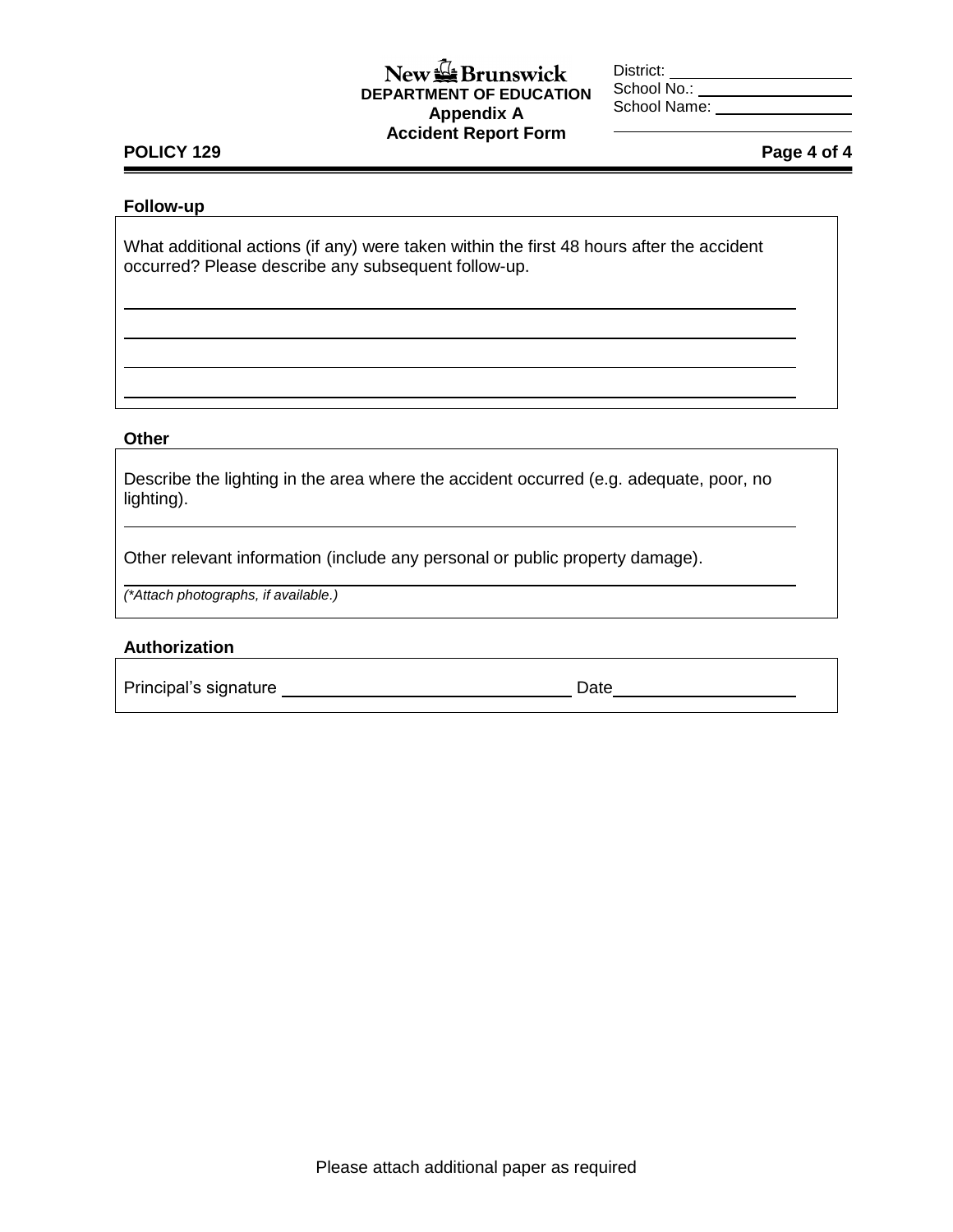New Brunswick
**DEPARTMENT OF EDUCATION**
**Appendix A**
**Accident Report Form**

District: ____________________
School No.: __________________
School Name: ________________

**POLICY 129**

### Follow-up

What additional actions (if any) were taken within the first 48 hours after the accident occurred? Please describe any subsequent follow-up.

______________________________________________________________________

______________________________________________________________________

______________________________________________________________________

______________________________________________________________________

### Other

Describe the lighting in the area where the accident occurred (e.g. adequate, poor, no lighting).

______________________________________________________________________

Other relevant information (include any personal or public property damage).

______________________________________________________________________

*(*Attach photographs, if available.)*

### Authorization

Principal's signature ______________________________ Date____________________

Please attach additional paper as required